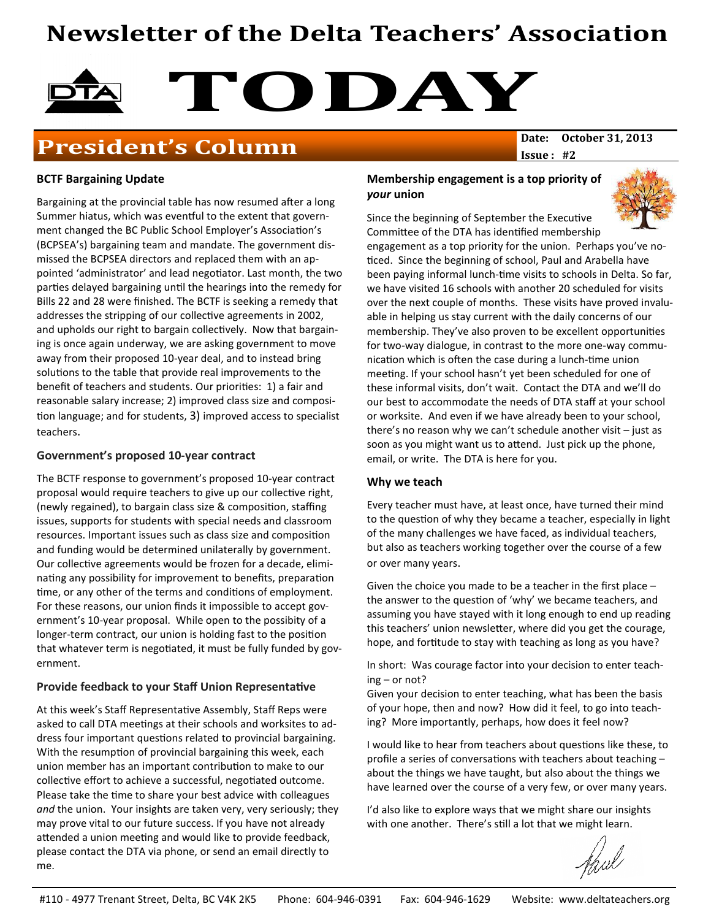# Newsletter of the Delta Teachers' Association

# TODAY

## President's Column

**Date: October 31, 2013**
**Issue : #2**

### BCTF Bargaining Update

Bargaining at the provincial table has now resumed after a long Summer hiatus, which was eventful to the extent that government changed the BC Public School Employer's Association's (BCPSEA's) bargaining team and mandate. The government dismissed the BCPSEA directors and replaced them with an appointed 'administrator' and lead negotiator. Last month, the two parties delayed bargaining until the hearings into the remedy for Bills 22 and 28 were finished. The BCTF is seeking a remedy that addresses the stripping of our collective agreements in 2002, and upholds our right to bargain collectively. Now that bargaining is once again underway, we are asking government to move away from their proposed 10-year deal, and to instead bring solutions to the table that provide real improvements to the benefit of teachers and students. Our priorities: 1) a fair and reasonable salary increase; 2) improved class size and composition language; and for students, 3) improved access to specialist teachers.

### Government's proposed 10-year contract

The BCTF response to government's proposed 10-year contract proposal would require teachers to give up our collective right, (newly regained), to bargain class size & composition, staffing issues, supports for students with special needs and classroom resources. Important issues such as class size and composition and funding would be determined unilaterally by government. Our collective agreements would be frozen for a decade, eliminating any possibility for improvement to benefits, preparation time, or any other of the terms and conditions of employment. For these reasons, our union finds it impossible to accept government's 10-year proposal. While open to the possibity of a longer-term contract, our union is holding fast to the position that whatever term is negotiated, it must be fully funded by government.

### Provide feedback to your Staff Union Representative

At this week's Staff Representative Assembly, Staff Reps were asked to call DTA meetings at their schools and worksites to address four important questions related to provincial bargaining. With the resumption of provincial bargaining this week, each union member has an important contribution to make to our collective effort to achieve a successful, negotiated outcome. Please take the time to share your best advice with colleagues *and* the union. Your insights are taken very, very seriously; they may prove vital to our future success. If you have not already attended a union meeting and would like to provide feedback, please contact the DTA via phone, or send an email directly to me.

### Membership engagement is a top priority of *your* union

Since the beginning of September the Executive Committee of the DTA has identified membership engagement as a top priority for the union. Perhaps you've noticed. Since the beginning of school, Paul and Arabella have been paying informal lunch-time visits to schools in Delta. So far, we have visited 16 schools with another 20 scheduled for visits over the next couple of months. These visits have proved invaluable in helping us stay current with the daily concerns of our membership. They've also proven to be excellent opportunities for two-way dialogue, in contrast to the more one-way communication which is often the case during a lunch-time union meeting. If your school hasn't yet been scheduled for one of these informal visits, don't wait. Contact the DTA and we'll do our best to accommodate the needs of DTA staff at your school or worksite. And even if we have already been to your school, there's no reason why we can't schedule another visit – just as soon as you might want us to attend. Just pick up the phone, email, or write. The DTA is here for you.

### Why we teach

Every teacher must have, at least once, have turned their mind to the question of why they became a teacher, especially in light of the many challenges we have faced, as individual teachers, but also as teachers working together over the course of a few or over many years.

Given the choice you made to be a teacher in the first place – the answer to the question of 'why' we became teachers, and assuming you have stayed with it long enough to end up reading this teachers' union newsletter, where did you get the courage, hope, and fortitude to stay with teaching as long as you have?

In short: Was courage factor into your decision to enter teaching – or not?
Given your decision to enter teaching, what has been the basis of your hope, then and now? How did it feel, to go into teaching? More importantly, perhaps, how does it feel now?

I would like to hear from teachers about questions like these, to profile a series of conversations with teachers about teaching – about the things we have taught, but also about the things we have learned over the course of a very few, or over many years.

I'd also like to explore ways that we might share our insights with one another. There's still a lot that we might learn.

Paul

#110 - 4977 Trenant Street, Delta, BC V4K 2K5 Phone: 604-946-0391 Fax: 604-946-1629 Website: www.deltateachers.org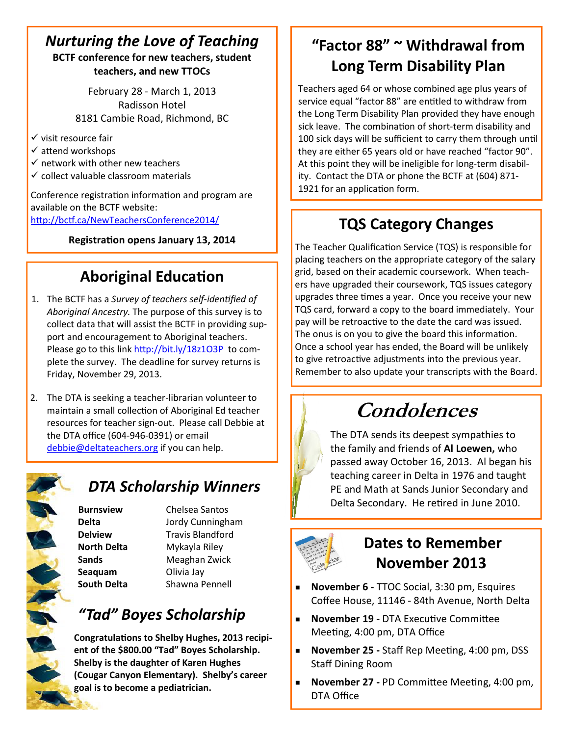## *Nurturing the Love of Teaching*

**BCTF conference for new teachers, student teachers, and new TTOCs**

February 28 - March 1, 2013
Radisson Hotel
8181 Cambie Road, Richmond, BC

- ✓ visit resource fair
- ✓ attend workshops
- ✓ network with other new teachers
- ✓ collect valuable classroom materials

Conference registration information and program are available on the BCTF website: http://bctf.ca/NewTeachersConference2014/

**Registration opens January 13, 2014**

## Aboriginal Education

1. The BCTF has a *Survey of teachers self-identified of Aboriginal Ancestry.* The purpose of this survey is to collect data that will assist the BCTF in providing support and encouragement to Aboriginal teachers. Please go to this link http://bit.ly/18z1O3P to complete the survey. The deadline for survey returns is Friday, November 29, 2013.
2. The DTA is seeking a teacher-librarian volunteer to maintain a small collection of Aboriginal Ed teacher resources for teacher sign-out. Please call Debbie at the DTA office (604-946-0391) or email debbie@deltateachers.org if you can help.

## *DTA Scholarship Winners*

| | |
|---|---|
| **Burnsview** | Chelsea Santos |
| **Delta** | Jordy Cunningham |
| **Delview** | Travis Blandford |
| **North Delta** | Mykayla Riley |
| **Sands** | Meaghan Zwick |
| **Seaquam** | Olivia Jay |
| **South Delta** | Shawna Pennell |

## *"Tad" Boyes Scholarship*

**Congratulations to Shelby Hughes, 2013 recipient of the $800.00 "Tad" Boyes Scholarship. Shelby is the daughter of Karen Hughes (Cougar Canyon Elementary). Shelby's career goal is to become a pediatrician.**

## "Factor 88" ~ Withdrawal from Long Term Disability Plan

Teachers aged 64 or whose combined age plus years of service equal "factor 88" are entitled to withdraw from the Long Term Disability Plan provided they have enough sick leave. The combination of short-term disability and 100 sick days will be sufficient to carry them through until they are either 65 years old or have reached "factor 90". At this point they will be ineligible for long-term disability. Contact the DTA or phone the BCTF at (604) 871-1921 for an application form.

## TQS Category Changes

The Teacher Qualification Service (TQS) is responsible for placing teachers on the appropriate category of the salary grid, based on their academic coursework. When teachers have upgraded their coursework, TQS issues category upgrades three times a year. Once you receive your new TQS card, forward a copy to the board immediately. Your pay will be retroactive to the date the card was issued. The onus is on you to give the board this information. Once a school year has ended, the Board will be unlikely to give retroactive adjustments into the previous year. Remember to also update your transcripts with the Board.

## *Condolences*

The DTA sends its deepest sympathies to the family and friends of **Al Loewen,** who passed away October 16, 2013. Al began his teaching career in Delta in 1976 and taught PE and Math at Sands Junior Secondary and Delta Secondary. He retired in June 2010.

## Dates to Remember November 2013

- **November 6 -** TTOC Social, 3:30 pm, Esquires Coffee House, 11146 - 84th Avenue, North Delta
- **November 19 -** DTA Executive Committee Meeting, 4:00 pm, DTA Office
- **November 25 -** Staff Rep Meeting, 4:00 pm, DSS Staff Dining Room
- **November 27 -** PD Committee Meeting, 4:00 pm, DTA Office